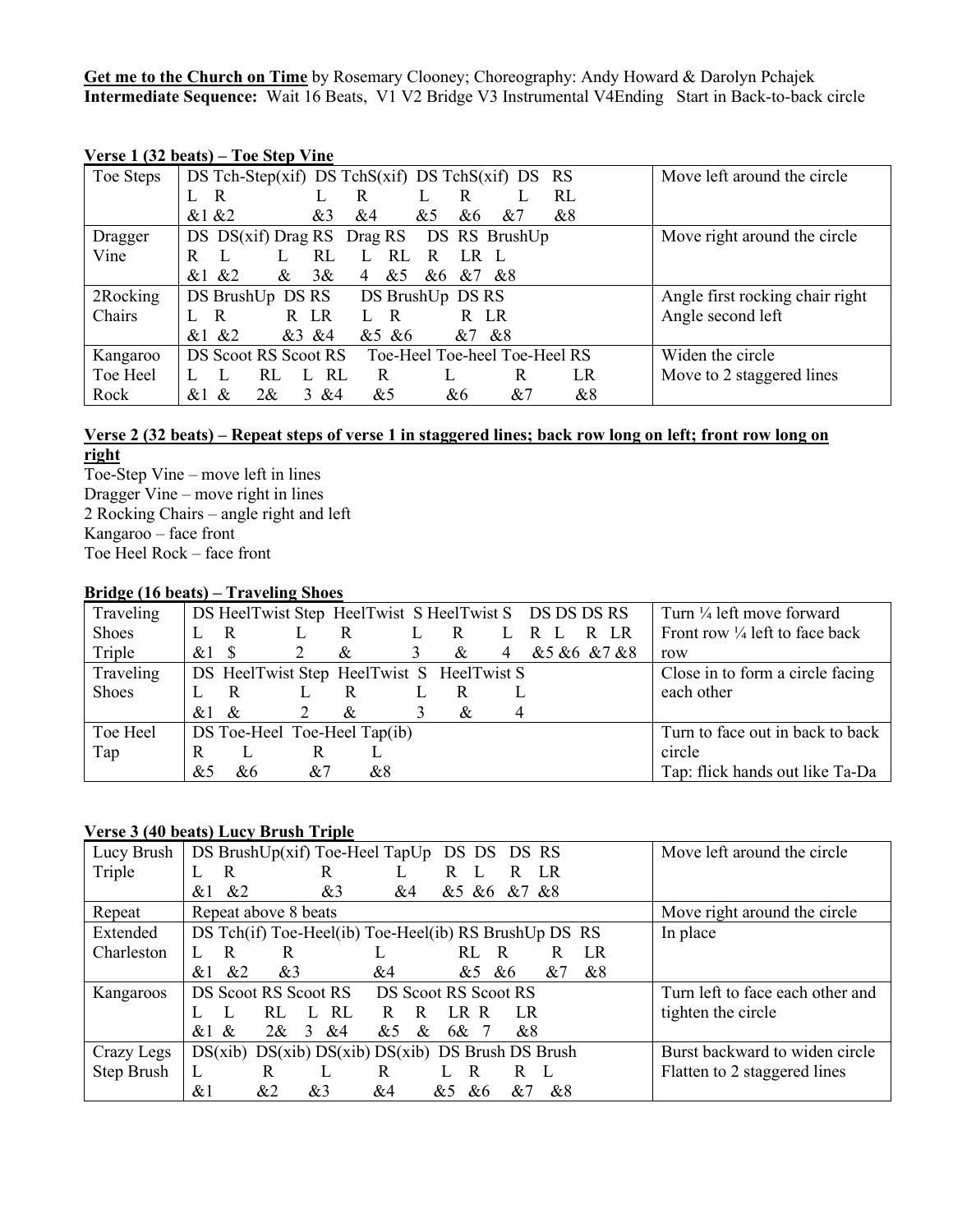**Get me to the Church on Time** by Rosemary Clooney; Choreography: Andy Howard & Darolyn Pchajek
**Intermediate Sequence:** Wait 16 Beats, V1 V2 Bridge V3 Instrumental V4Ending Start in Back-to-back circle

**Verse 1 (32 beats) – Toe Step Vine**

| | | |
|---|---|---|
| Toe Steps | DS Tch-Step(xif) DS TchS(xif) DS TchS(xif) DS RS<br>L R L R L R L RL<br>&1 &2 &3 &4 &5 &6 &7 &8 | Move left around the circle |
| Dragger Vine | DS DS(xif) Drag RS Drag RS DS RS BrushUp<br>R L L RL L RL R LR L<br>&1 &2 & 3& 4 &5 &6 &7 &8 | Move right around the circle |
| 2Rocking Chairs | DS BrushUp DS RS DS BrushUp DS RS<br>L R R LR L R R LR<br>&1 &2 &3 &4 &5 &6 &7 &8 | Angle first rocking chair right<br>Angle second left |
| Kangaroo Toe Heel Rock | DS Scoot RS Scoot RS Toe-Heel Toe-heel Toe-Heel RS<br>L L RL L RL R L R LR<br>&1 & 2& 3 &4 &5 &6 &7 &8 | Widen the circle<br>Move to 2 staggered lines |

**Verse 2 (32 beats) – Repeat steps of verse 1 in staggered lines; back row long on left; front row long on right**

Toe-Step Vine – move left in lines
Dragger Vine – move right in lines
2 Rocking Chairs – angle right and left
Kangaroo – face front
Toe Heel Rock – face front

**Bridge (16 beats) – Traveling Shoes**

| | | |
|---|---|---|
| Traveling Shoes Triple | DS HeelTwist Step HeelTwist S HeelTwist S DS DS DS RS<br>L R L R L R L R L R LR<br>&1 $ 2 & 3 & 4 &5 &6 &7 &8 | Turn ¼ left move forward<br>Front row ¼ left to face back row |
| Traveling Shoes | DS HeelTwist Step HeelTwist S HeelTwist S<br>L R L R L R L<br>&1 & 2 & 3 & 4 | Close in to form a circle facing each other |
| Toe Heel Tap | DS Toe-Heel Toe-Heel Tap(ib)<br>R L R L<br>&5 &6 &7 &8 | Turn to face out in back to back circle<br>Tap: flick hands out like Ta-Da |

**Verse 3 (40 beats) Lucy Brush Triple**

| | | |
|---|---|---|
| Lucy Brush Triple | DS BrushUp(xif) Toe-Heel TapUp DS DS DS RS<br>L R R L R L R LR<br>&1 &2 &3 &4 &5 &6 &7 &8 | Move left around the circle |
| Repeat | Repeat above 8 beats | Move right around the circle |
| Extended Charleston | DS Tch(if) Toe-Heel(ib) Toe-Heel(ib) RS BrushUp DS RS<br>L R R L RL R R LR<br>&1 &2 &3 &4 &5 &6 &7 &8 | In place |
| Kangaroos | DS Scoot RS Scoot RS DS Scoot RS Scoot RS<br>L L RL L RL R R LR R LR<br>&1 & 2& 3 &4 &5 & 6& 7 &8 | Turn left to face each other and tighten the circle |
| Crazy Legs Step Brush | DS(xib) DS(xib) DS(xib) DS(xib) DS Brush DS Brush<br>L R L R L R R L<br>&1 &2 &3 &4 &5 &6 &7 &8 | Burst backward to widen circle<br>Flatten to 2 staggered lines |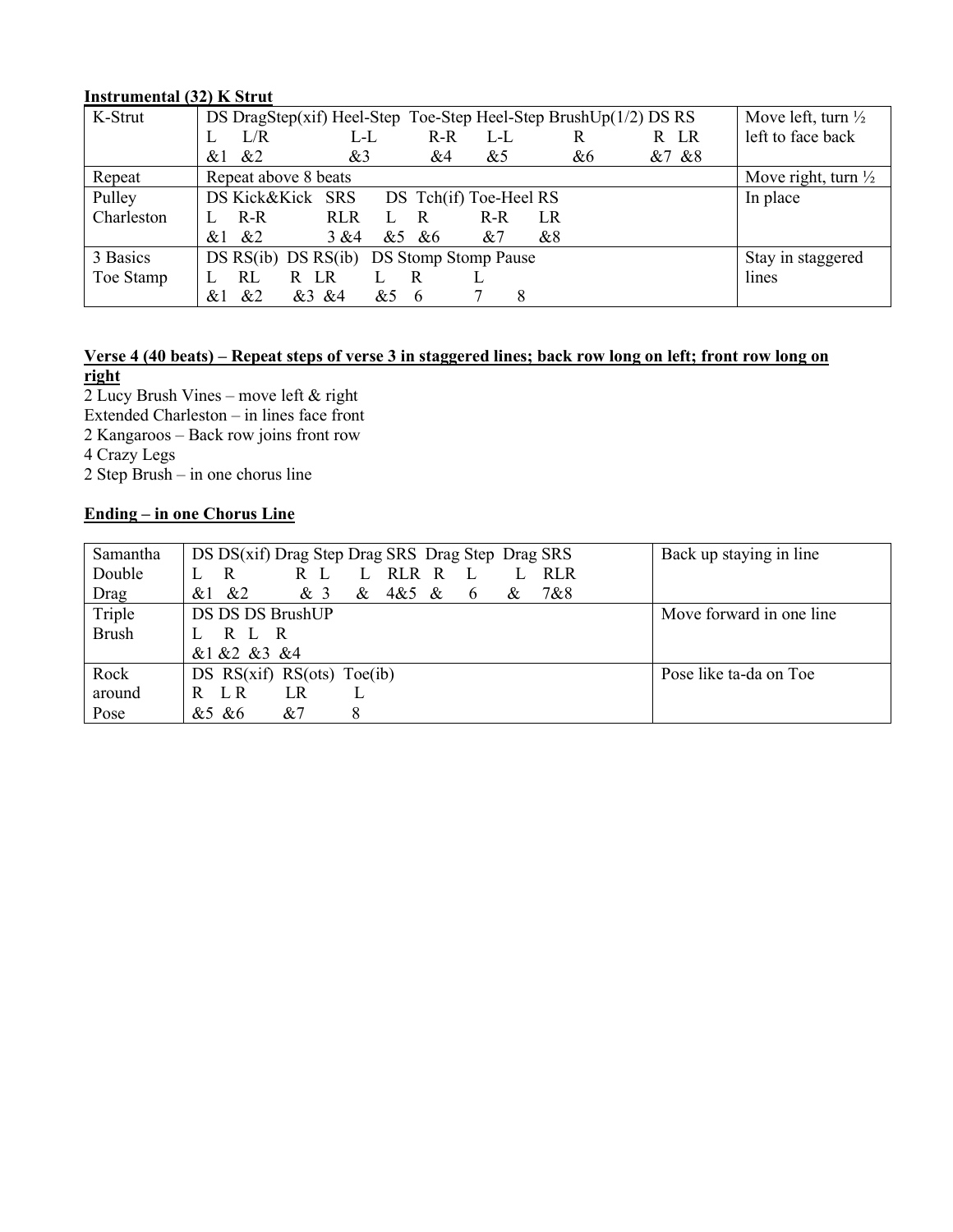**Instrumental (32) K Strut**

| | | |
|---|---|---|
| K-Strut | DS DragStep(xif) Heel-Step Toe-Step Heel-Step BrushUp(1/2) DS RS<br>L L/R L-L R-R L-L R R LR<br>&1 &2 &3 &4 &5 &6 &7 &8 | Move left, turn ½ left to face back |
| Repeat | Repeat above 8 beats | Move right, turn ½ |
| Pulley Charleston | DS Kick&Kick SRS DS Tch(if) Toe-Heel RS<br>L R-R RLR L R R-R LR<br>&1 &2 3 &4 &5 &6 &7 &8 | In place |
| 3 Basics Toe Stamp | DS RS(ib) DS RS(ib) DS Stomp Stomp Pause<br>L RL R LR L R L<br>&1 &2 &3 &4 &5 6 7 8 | Stay in staggered lines |

**Verse 4 (40 beats) – Repeat steps of verse 3 in staggered lines; back row long on left; front row long on right**

2 Lucy Brush Vines – move left & right
Extended Charleston – in lines face front
2 Kangaroos – Back row joins front row
4 Crazy Legs
2 Step Brush – in one chorus line

**Ending – in one Chorus Line**

| | | |
|---|---|---|
| Samantha Double Drag | DS DS(xif) Drag Step Drag SRS Drag Step Drag SRS<br>L R R L L RLR R L L RLR<br>&1 &2 & 3 & 4&5 & 6 & 7&8 | Back up staying in line |
| Triple Brush | DS DS DS BrushUP<br>L R L R<br>&1 &2 &3 &4 | Move forward in one line |
| Rock around Pose | DS RS(xif) RS(ots) Toe(ib)<br>R LR LR L<br>&5 &6 &7 8 | Pose like ta-da on Toe |